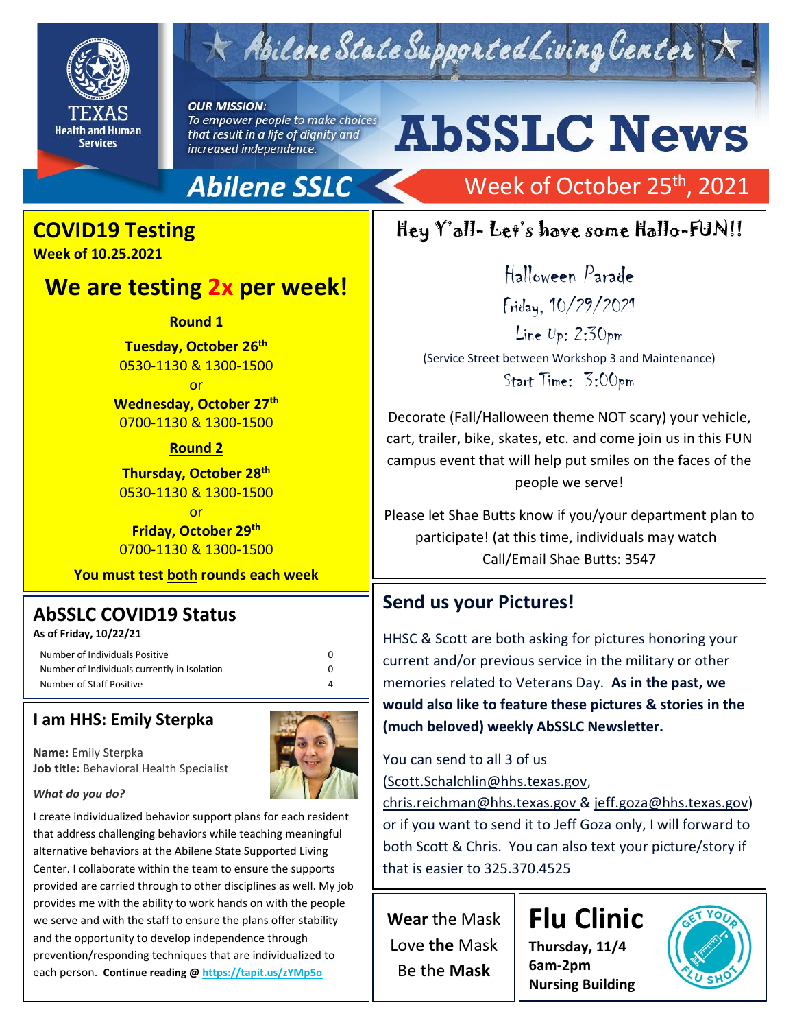# Abilene State Supported Living Center

Texas Health and Human Services

***OUR MISSION:***
*To empower people to make choices that result in a life of dignity and increased independence.*

# AbSSLC News

**Abilene SSLC** — Week of October 25th, 2021

## COVID19 Testing

**Week of 10.25.2021**

## We are testing 2x per week!

**Round 1**

**Tuesday, October 26th**
0530-1130 & 1300-1500

or

**Wednesday, October 27th**
0700-1130 & 1300-1500

**Round 2**

**Thursday, October 28th**
0530-1130 & 1300-1500

or

**Friday, October 29th**
0700-1130 & 1300-1500

**You must test both rounds each week**

## AbSSLC COVID19 Status

**As of Friday, 10/22/21**

| | |
|---|---|
| Number of Individuals Positive | 0 |
| Number of Individuals currently in Isolation | 0 |
| Number of Staff Positive | 4 |

## I am HHS: Emily Sterpka

**Name:** Emily Sterpka
**Job title:** Behavioral Health Specialist

***What do you do?***

I create individualized behavior support plans for each resident that address challenging behaviors while teaching meaningful alternative behaviors at the Abilene State Supported Living Center. I collaborate within the team to ensure the supports provided are carried through to other disciplines as well. My job provides me with the ability to work hands on with the people we serve and with the staff to ensure the plans offer stability and the opportunity to develop independence through prevention/responding techniques that are individualized to each person. **Continue reading @ https://tapit.us/zYMp5o**

## Hey Y'all- Let's have some Hallo-FUN!!

Halloween Parade
Friday, 10/29/2021
Line Up: 2:30pm
(Service Street between Workshop 3 and Maintenance)
Start Time: 3:00pm

Decorate (Fall/Halloween theme NOT scary) your vehicle, cart, trailer, bike, skates, etc. and come join us in this FUN campus event that will help put smiles on the faces of the people we serve!

Please let Shae Butts know if you/your department plan to participate! (at this time, individuals may watch
Call/Email Shae Butts: 3547

## Send us your Pictures!

HHSC & Scott are both asking for pictures honoring your current and/or previous service in the military or other memories related to Veterans Day. **As in the past, we would also like to feature these pictures & stories in the (much beloved) weekly AbSSLC Newsletter.**

You can send to all 3 of us (Scott.Schalchlin@hhs.texas.gov, chris.reichman@hhs.texas.gov & jeff.goza@hhs.texas.gov) or if you want to send it to Jeff Goza only, I will forward to both Scott & Chris. You can also text your picture/story if that is easier to 325.370.4525

**Wear** the Mask
Love **the** Mask
Be the **Mask**

## Flu Clinic

**Thursday, 11/4**
**6am-2pm**
**Nursing Building**

GET YOUR FLU SHOT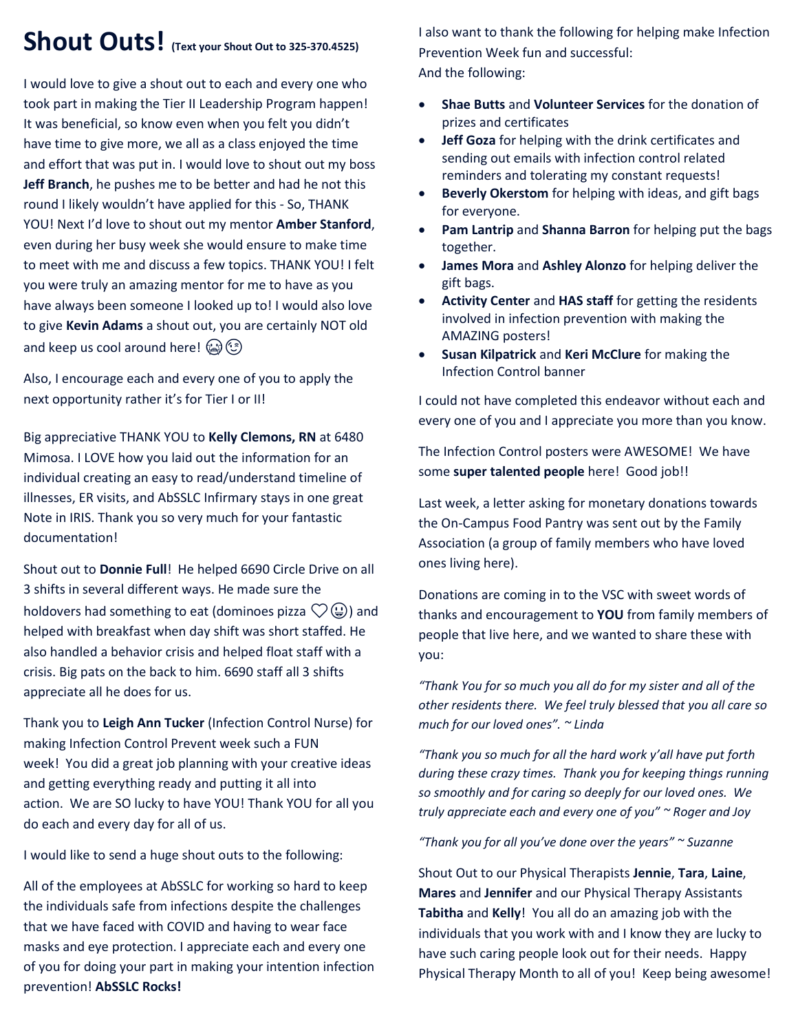# Shout Outs! (Text your Shout Out to 325-370.4525)

I would love to give a shout out to each and every one who took part in making the Tier II Leadership Program happen! It was beneficial, so know even when you felt you didn't have time to give more, we all as a class enjoyed the time and effort that was put in. I would love to shout out my boss **Jeff Branch**, he pushes me to be better and had he not this round I likely wouldn't have applied for this - So, THANK YOU! Next I'd love to shout out my mentor **Amber Stanford**, even during her busy week she would ensure to make time to meet with me and discuss a few topics. THANK YOU! I felt you were truly an amazing mentor for me to have as you have always been someone I looked up to! I would also love to give **Kevin Adams** a shout out, you are certainly NOT old and keep us cool around here! 😂😉

Also, I encourage each and every one of you to apply the next opportunity rather it's for Tier I or II!

Big appreciative THANK YOU to **Kelly Clemons, RN** at 6480 Mimosa. I LOVE how you laid out the information for an individual creating an easy to read/understand timeline of illnesses, ER visits, and AbSSLC Infirmary stays in one great Note in IRIS. Thank you so very much for your fantastic documentation!

Shout out to **Donnie Full**! He helped 6690 Circle Drive on all 3 shifts in several different ways. He made sure the holdovers had something to eat (dominoes pizza ♡😃) and helped with breakfast when day shift was short staffed. He also handled a behavior crisis and helped float staff with a crisis. Big pats on the back to him. 6690 staff all 3 shifts appreciate all he does for us.

Thank you to **Leigh Ann Tucker** (Infection Control Nurse) for making Infection Control Prevent week such a FUN week! You did a great job planning with your creative ideas and getting everything ready and putting it all into action. We are SO lucky to have YOU! Thank YOU for all you do each and every day for all of us.

I would like to send a huge shout outs to the following:

All of the employees at AbSSLC for working so hard to keep the individuals safe from infections despite the challenges that we have faced with COVID and having to wear face masks and eye protection. I appreciate each and every one of you for doing your part in making your intention infection prevention! **AbSSLC Rocks!**

I also want to thank the following for helping make Infection Prevention Week fun and successful:
And the following:

- **Shae Butts** and **Volunteer Services** for the donation of prizes and certificates
- **Jeff Goza** for helping with the drink certificates and sending out emails with infection control related reminders and tolerating my constant requests!
- **Beverly Okerstom** for helping with ideas, and gift bags for everyone.
- **Pam Lantrip** and **Shanna Barron** for helping put the bags together.
- **James Mora** and **Ashley Alonzo** for helping deliver the gift bags.
- **Activity Center** and **HAS staff** for getting the residents involved in infection prevention with making the AMAZING posters!
- **Susan Kilpatrick** and **Keri McClure** for making the Infection Control banner

I could not have completed this endeavor without each and every one of you and I appreciate you more than you know.

The Infection Control posters were AWESOME! We have some **super talented people** here! Good job!!

Last week, a letter asking for monetary donations towards the On-Campus Food Pantry was sent out by the Family Association (a group of family members who have loved ones living here).

Donations are coming in to the VSC with sweet words of thanks and encouragement to **YOU** from family members of people that live here, and we wanted to share these with you:

*"Thank You for so much you all do for my sister and all of the other residents there. We feel truly blessed that you all care so much for our loved ones". ~ Linda*

*"Thank you so much for all the hard work y'all have put forth during these crazy times. Thank you for keeping things running so smoothly and for caring so deeply for our loved ones. We truly appreciate each and every one of you" ~ Roger and Joy*

*"Thank you for all you've done over the years" ~ Suzanne*

Shout Out to our Physical Therapists **Jennie**, **Tara**, **Laine**, **Mares** and **Jennifer** and our Physical Therapy Assistants **Tabitha** and **Kelly**! You all do an amazing job with the individuals that you work with and I know they are lucky to have such caring people look out for their needs. Happy Physical Therapy Month to all of you! Keep being awesome!